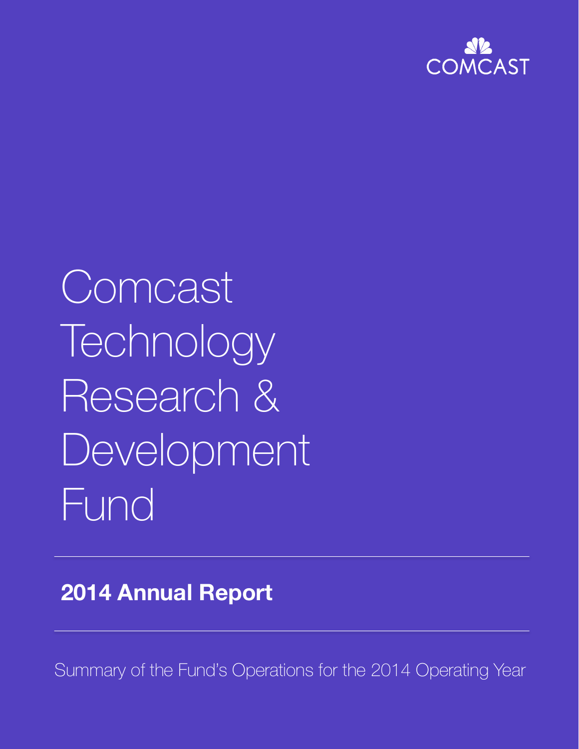COMCAST

# Comcast Technology Research & Development Fund

## 2014 Annual Report

Summary of the Fund's Operations for the 2014 Operating Year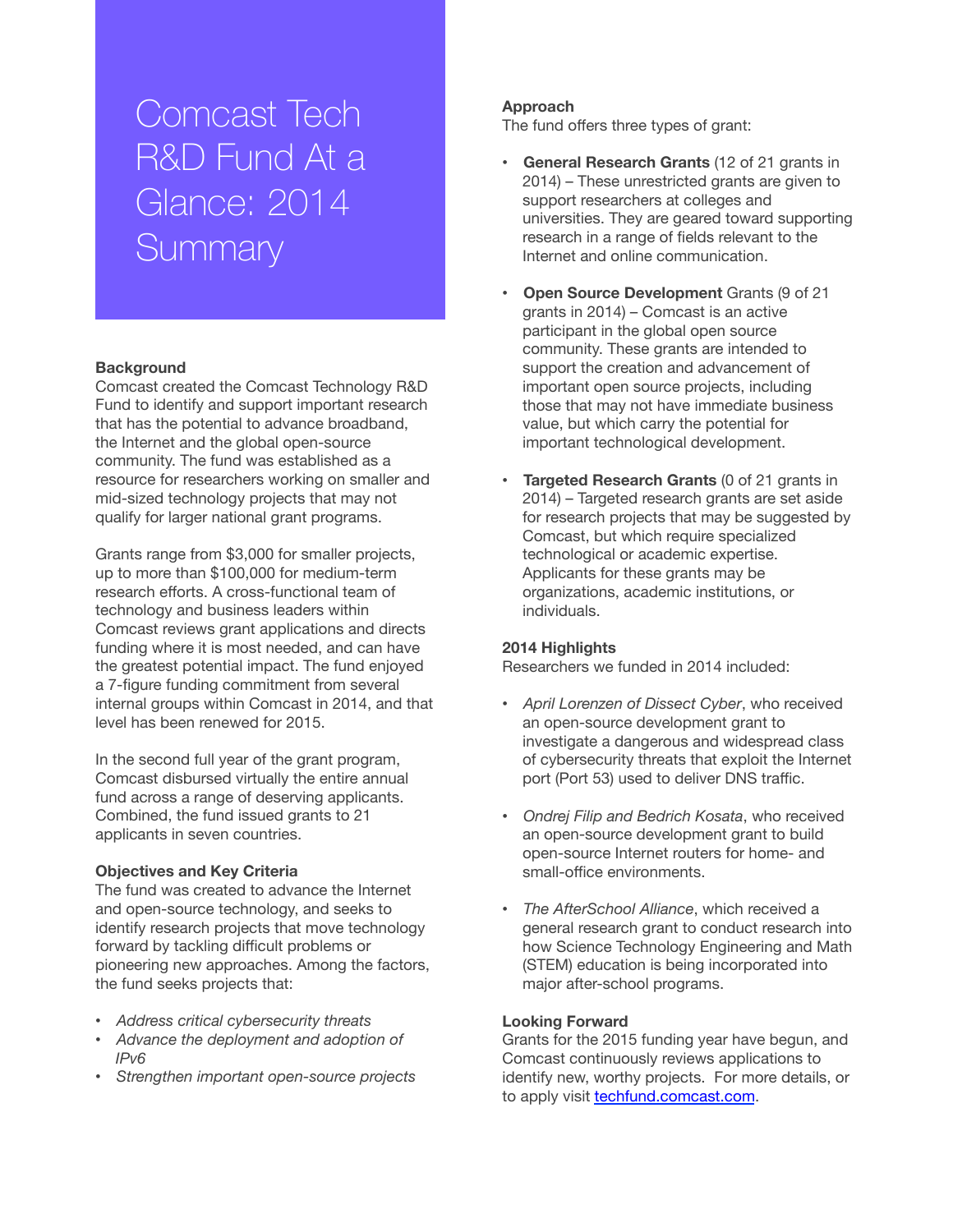# Comcast Tech R&D Fund At a Glance: 2014 Summary

**Background**

Comcast created the Comcast Technology R&D Fund to identify and support important research that has the potential to advance broadband, the Internet and the global open-source community. The fund was established as a resource for researchers working on smaller and mid-sized technology projects that may not qualify for larger national grant programs.

Grants range from $3,000 for smaller projects, up to more than $100,000 for medium-term research efforts. A cross-functional team of technology and business leaders within Comcast reviews grant applications and directs funding where it is most needed, and can have the greatest potential impact. The fund enjoyed a 7-figure funding commitment from several internal groups within Comcast in 2014, and that level has been renewed for 2015.

In the second full year of the grant program, Comcast disbursed virtually the entire annual fund across a range of deserving applicants. Combined, the fund issued grants to 21 applicants in seven countries.

**Objectives and Key Criteria**

The fund was created to advance the Internet and open-source technology, and seeks to identify research projects that move technology forward by tackling difficult problems or pioneering new approaches. Among the factors, the fund seeks projects that:

- *Address critical cybersecurity threats*
- *Advance the deployment and adoption of IPv6*
- *Strengthen important open-source projects*

**Approach**

The fund offers three types of grant:

- **General Research Grants** (12 of 21 grants in 2014) – These unrestricted grants are given to support researchers at colleges and universities. They are geared toward supporting research in a range of fields relevant to the Internet and online communication.
- **Open Source Development** Grants (9 of 21 grants in 2014) – Comcast is an active participant in the global open source community. These grants are intended to support the creation and advancement of important open source projects, including those that may not have immediate business value, but which carry the potential for important technological development.
- **Targeted Research Grants** (0 of 21 grants in 2014) – Targeted research grants are set aside for research projects that may be suggested by Comcast, but which require specialized technological or academic expertise. Applicants for these grants may be organizations, academic institutions, or individuals.

**2014 Highlights**

Researchers we funded in 2014 included:

- *April Lorenzen of Dissect Cyber*, who received an open-source development grant to investigate a dangerous and widespread class of cybersecurity threats that exploit the Internet port (Port 53) used to deliver DNS traffic.
- *Ondrej Filip and Bedrich Kosata*, who received an open-source development grant to build open-source Internet routers for home- and small-office environments.
- *The AfterSchool Alliance*, which received a general research grant to conduct research into how Science Technology Engineering and Math (STEM) education is being incorporated into major after-school programs.

**Looking Forward**

Grants for the 2015 funding year have begun, and Comcast continuously reviews applications to identify new, worthy projects. For more details, or to apply visit [techfund.comcast.com](techfund.comcast.com).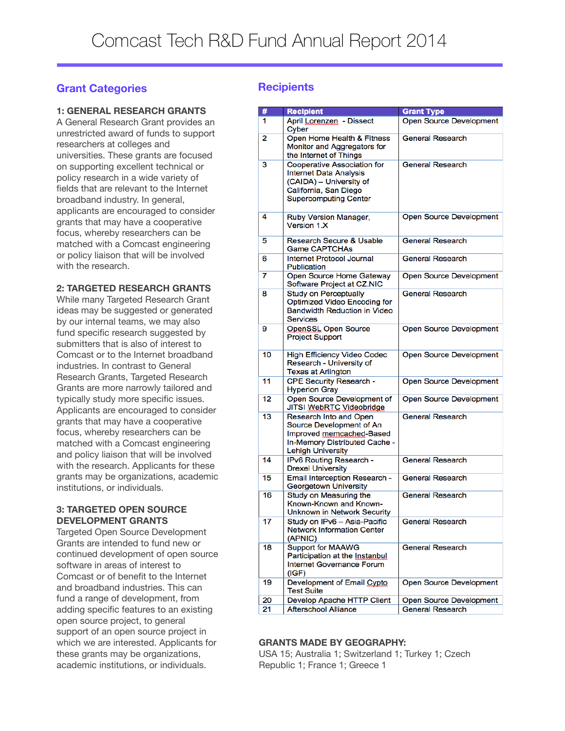# Comcast Tech R&D Fund Annual Report 2014

## Grant Categories

**1: GENERAL RESEARCH GRANTS**

A General Research Grant provides an unrestricted award of funds to support researchers at colleges and universities. These grants are focused on supporting excellent technical or policy research in a wide variety of fields that are relevant to the Internet broadband industry. In general, applicants are encouraged to consider grants that may have a cooperative focus, whereby researchers can be matched with a Comcast engineering or policy liaison that will be involved with the research.

**2: TARGETED RESEARCH GRANTS**

While many Targeted Research Grant ideas may be suggested or generated by our internal teams, we may also fund specific research suggested by submitters that is also of interest to Comcast or to the Internet broadband industries. In contrast to General Research Grants, Targeted Research Grants are more narrowly tailored and typically study more specific issues. Applicants are encouraged to consider grants that may have a cooperative focus, whereby researchers can be matched with a Comcast engineering and policy liaison that will be involved with the research. Applicants for these grants may be organizations, academic institutions, or individuals.

**3: TARGETED OPEN SOURCE DEVELOPMENT GRANTS**

Targeted Open Source Development Grants are intended to fund new or continued development of open source software in areas of interest to Comcast or of benefit to the Internet and broadband industries. This can fund a range of development, from adding specific features to an existing open source project, to general support of an open source project in which we are interested. Applicants for these grants may be organizations, academic institutions, or individuals.

## Recipients

| # | Recipient | Grant Type |
|---|---|---|
| 1 | April Lorenzen - Dissect Cyber | Open Source Development |
| 2 | Open Home Health & Fitness Monitor and Aggregators for the Internet of Things | General Research |
| 3 | Cooperative Association for Internet Data Analysis (CAIDA) – University of California, San Diego Supercomputing Center | General Research |
| 4 | Ruby Version Manager, Version 1.X | Open Source Development |
| 5 | Research Secure & Usable Game CAPTCHAs | General Research |
| 6 | Internet Protocol Journal Publication | General Research |
| 7 | Open Source Home Gateway Software Project at CZ.NIC | Open Source Development |
| 8 | Study on Perceptually Optimized Video Encoding for Bandwidth Reduction in Video Services | General Research |
| 9 | OpenSSL Open Source Project Support | Open Source Development |
| 10 | High Efficiency Video Codec Research - University of Texas at Arlington | Open Source Development |
| 11 | CPE Security Research - Hyperion Gray | Open Source Development |
| 12 | Open Source Development of JITSI WebRTC Videobridge | Open Source Development |
| 13 | Research Into and Open Source Development of An Improved memcached-Based In-Memory Distributed Cache - Lehigh University | General Research |
| 14 | IPv6 Routing Research - Drexel University | General Research |
| 15 | Email Interception Research - Georgetown University | General Research |
| 16 | Study on Measuring the Known-Known and Known-Unknown in Network Security | General Research |
| 17 | Study on IPv6 – Asia-Pacific Network Information Center (APNIC) | General Research |
| 18 | Support for MAAWG Participation at the Instanbul Internet Governance Forum (IGF) | General Research |
| 19 | Development of Email Cypto Test Suite | Open Source Development |
| 20 | Develop Apache HTTP Client | Open Source Development |
| 21 | Afterschool Alliance | General Research |

**GRANTS MADE BY GEOGRAPHY:**

USA 15; Australia 1; Switzerland 1; Turkey 1; Czech Republic 1; France 1; Greece 1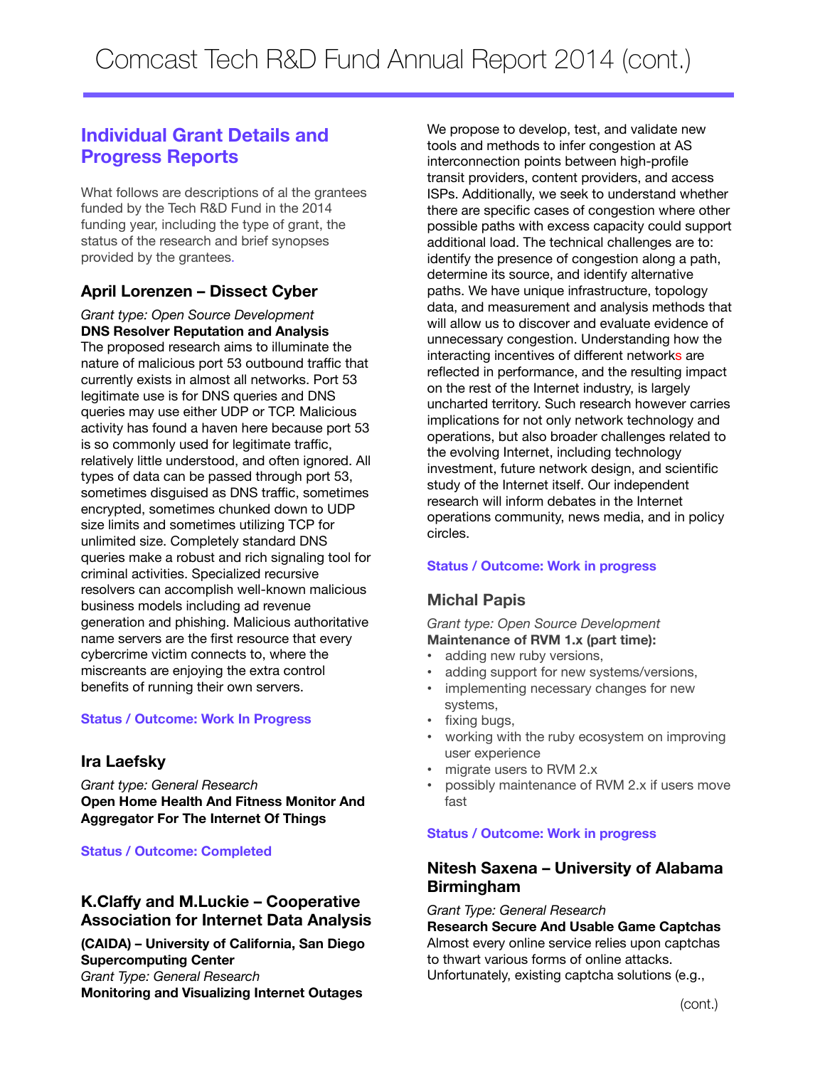## Individual Grant Details and Progress Reports

What follows are descriptions of al the grantees funded by the Tech R&D Fund in the 2014 funding year, including the type of grant, the status of the research and brief synopses provided by the grantees.

### April Lorenzen – Dissect Cyber

*Grant type: Open Source Development*
**DNS Resolver Reputation and Analysis**
The proposed research aims to illuminate the nature of malicious port 53 outbound traffic that currently exists in almost all networks. Port 53 legitimate use is for DNS queries and DNS queries may use either UDP or TCP. Malicious activity has found a haven here because port 53 is so commonly used for legitimate traffic, relatively little understood, and often ignored. All types of data can be passed through port 53, sometimes disguised as DNS traffic, sometimes encrypted, sometimes chunked down to UDP size limits and sometimes utilizing TCP for unlimited size. Completely standard DNS queries make a robust and rich signaling tool for criminal activities. Specialized recursive resolvers can accomplish well-known malicious business models including ad revenue generation and phishing. Malicious authoritative name servers are the first resource that every cybercrime victim connects to, where the miscreants are enjoying the extra control benefits of running their own servers.

**Status / Outcome: Work In Progress**

### Ira Laefsky

*Grant type: General Research*
**Open Home Health And Fitness Monitor And Aggregator For The Internet Of Things**

**Status / Outcome: Completed**

### K.Claffy and M.Luckie – Cooperative Association for Internet Data Analysis

**(CAIDA) – University of California, San Diego Supercomputing Center**
*Grant Type: General Research*
**Monitoring and Visualizing Internet Outages**

We propose to develop, test, and validate new tools and methods to infer congestion at AS interconnection points between high-profile transit providers, content providers, and access ISPs. Additionally, we seek to understand whether there are specific cases of congestion where other possible paths with excess capacity could support additional load. The technical challenges are to: identify the presence of congestion along a path, determine its source, and identify alternative paths. We have unique infrastructure, topology data, and measurement and analysis methods that will allow us to discover and evaluate evidence of unnecessary congestion. Understanding how the interacting incentives of different networks are reflected in performance, and the resulting impact on the rest of the Internet industry, is largely uncharted territory. Such research however carries implications for not only network technology and operations, but also broader challenges related to the evolving Internet, including technology investment, future network design, and scientific study of the Internet itself. Our independent research will inform debates in the Internet operations community, news media, and in policy circles.

**Status / Outcome: Work in progress**

### Michal Papis

*Grant type: Open Source Development*
**Maintenance of RVM 1.x (part time):**

- adding new ruby versions,
- adding support for new systems/versions,
- implementing necessary changes for new systems,
- fixing bugs,
- working with the ruby ecosystem on improving user experience
- migrate users to RVM 2.x
- possibly maintenance of RVM 2.x if users move fast

**Status / Outcome: Work in progress**

### Nitesh Saxena – University of Alabama Birmingham

*Grant Type: General Research*
**Research Secure And Usable Game Captchas**
Almost every online service relies upon captchas to thwart various forms of online attacks. Unfortunately, existing captcha solutions (e.g.,

(cont.)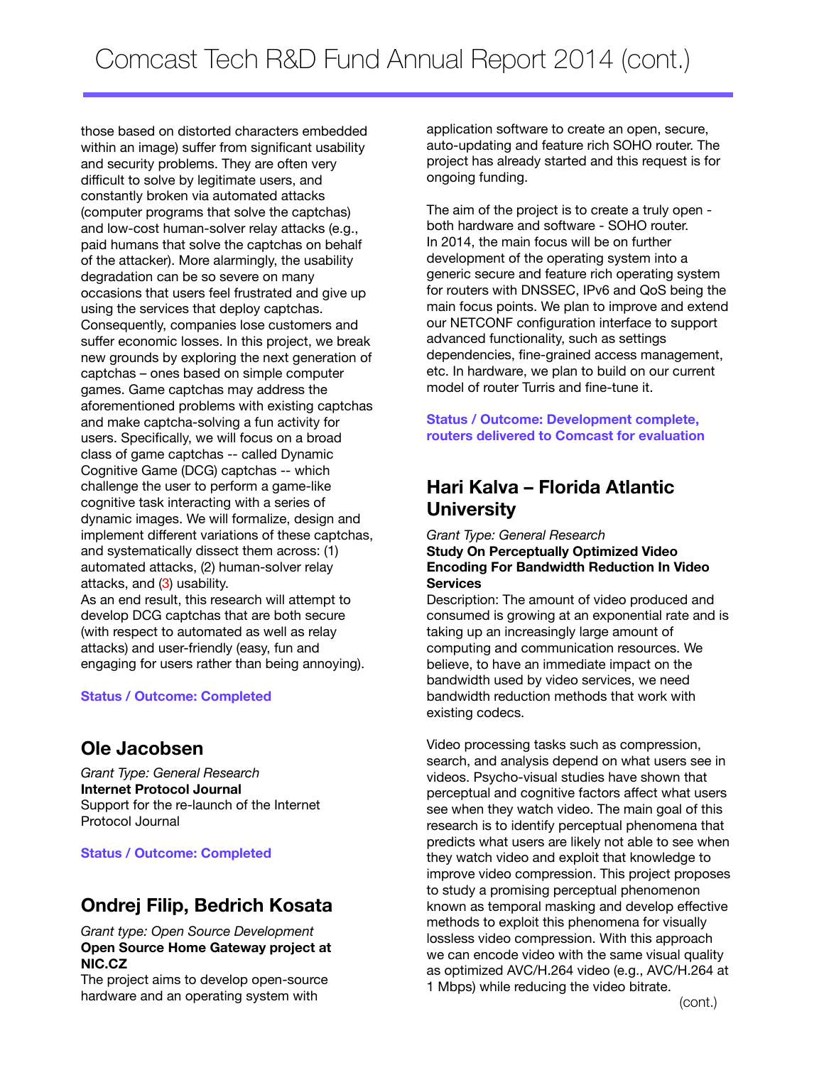those based on distorted characters embedded within an image) suffer from significant usability and security problems. They are often very difficult to solve by legitimate users, and constantly broken via automated attacks (computer programs that solve the captchas) and low-cost human-solver relay attacks (e.g., paid humans that solve the captchas on behalf of the attacker). More alarmingly, the usability degradation can be so severe on many occasions that users feel frustrated and give up using the services that deploy captchas. Consequently, companies lose customers and suffer economic losses. In this project, we break new grounds by exploring the next generation of captchas – ones based on simple computer games. Game captchas may address the aforementioned problems with existing captchas and make captcha-solving a fun activity for users. Specifically, we will focus on a broad class of game captchas -- called Dynamic Cognitive Game (DCG) captchas -- which challenge the user to perform a game-like cognitive task interacting with a series of dynamic images. We will formalize, design and implement different variations of these captchas, and systematically dissect them across: (1) automated attacks, (2) human-solver relay attacks, and (3) usability.
As an end result, this research will attempt to develop DCG captchas that are both secure (with respect to automated as well as relay attacks) and user-friendly (easy, fun and engaging for users rather than being annoying).

**Status / Outcome: Completed**

## Ole Jacobsen

*Grant Type: General Research*
**Internet Protocol Journal**
Support for the re-launch of the Internet Protocol Journal

**Status / Outcome: Completed**

## Ondrej Filip, Bedrich Kosata

*Grant type: Open Source Development*
**Open Source Home Gateway project at NIC.CZ**
The project aims to develop open-source hardware and an operating system with application software to create an open, secure, auto-updating and feature rich SOHO router. The project has already started and this request is for ongoing funding.

The aim of the project is to create a truly open - both hardware and software - SOHO router. In 2014, the main focus will be on further development of the operating system into a generic secure and feature rich operating system for routers with DNSSEC, IPv6 and QoS being the main focus points. We plan to improve and extend our NETCONF configuration interface to support advanced functionality, such as settings dependencies, fine-grained access management, etc. In hardware, we plan to build on our current model of router Turris and fine-tune it.

**Status / Outcome: Development complete, routers delivered to Comcast for evaluation**

## Hari Kalva – Florida Atlantic University

*Grant Type: General Research*
**Study On Perceptually Optimized Video Encoding For Bandwidth Reduction In Video Services**
Description: The amount of video produced and consumed is growing at an exponential rate and is taking up an increasingly large amount of computing and communication resources. We believe, to have an immediate impact on the bandwidth used by video services, we need bandwidth reduction methods that work with existing codecs.

Video processing tasks such as compression, search, and analysis depend on what users see in videos. Psycho-visual studies have shown that perceptual and cognitive factors affect what users see when they watch video. The main goal of this research is to identify perceptual phenomena that predicts what users are likely not able to see when they watch video and exploit that knowledge to improve video compression. This project proposes to study a promising perceptual phenomenon known as temporal masking and develop effective methods to exploit this phenomena for visually lossless video compression. With this approach we can encode video with the same visual quality as optimized AVC/H.264 video (e.g., AVC/H.264 at 1 Mbps) while reducing the video bitrate.

(cont.)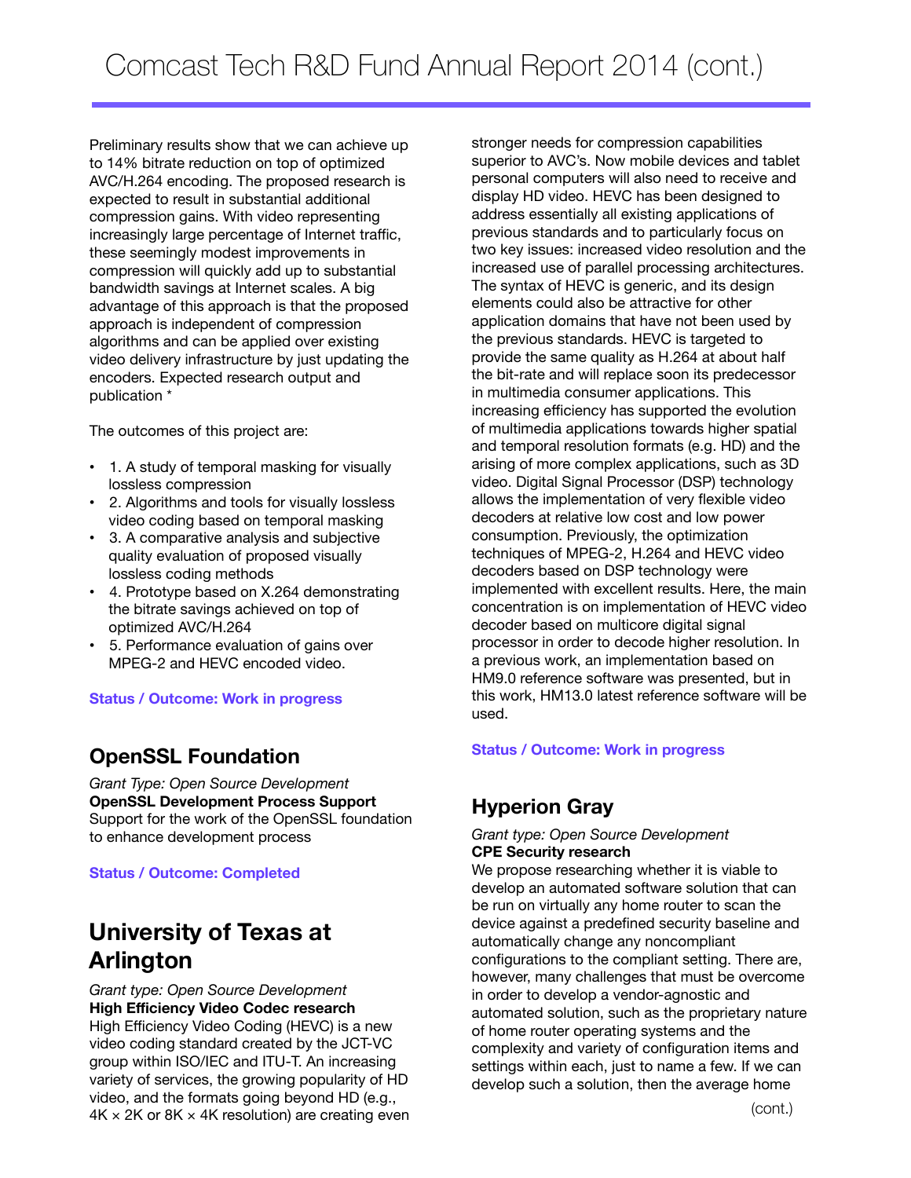Preliminary results show that we can achieve up to 14% bitrate reduction on top of optimized AVC/H.264 encoding. The proposed research is expected to result in substantial additional compression gains. With video representing increasingly large percentage of Internet traffic, these seemingly modest improvements in compression will quickly add up to substantial bandwidth savings at Internet scales. A big advantage of this approach is that the proposed approach is independent of compression algorithms and can be applied over existing video delivery infrastructure by just updating the encoders. Expected research output and publication *

The outcomes of this project are:

- 1. A study of temporal masking for visually lossless compression
- 2. Algorithms and tools for visually lossless video coding based on temporal masking
- 3. A comparative analysis and subjective quality evaluation of proposed visually lossless coding methods
- 4. Prototype based on X.264 demonstrating the bitrate savings achieved on top of optimized AVC/H.264
- 5. Performance evaluation of gains over MPEG-2 and HEVC encoded video.

**Status / Outcome: Work in progress**

## OpenSSL Foundation

*Grant Type: Open Source Development*
**OpenSSL Development Process Support**
Support for the work of the OpenSSL foundation to enhance development process

**Status / Outcome: Completed**

## University of Texas at Arlington

*Grant type: Open Source Development*
**High Efficiency Video Codec research**
High Efficiency Video Coding (HEVC) is a new video coding standard created by the JCT-VC group within ISO/IEC and ITU-T. An increasing variety of services, the growing popularity of HD video, and the formats going beyond HD (e.g., 4K × 2K or 8K × 4K resolution) are creating even stronger needs for compression capabilities superior to AVC's. Now mobile devices and tablet personal computers will also need to receive and display HD video. HEVC has been designed to address essentially all existing applications of previous standards and to particularly focus on two key issues: increased video resolution and the increased use of parallel processing architectures. The syntax of HEVC is generic, and its design elements could also be attractive for other application domains that have not been used by the previous standards. HEVC is targeted to provide the same quality as H.264 at about half the bit-rate and will replace soon its predecessor in multimedia consumer applications. This increasing efficiency has supported the evolution of multimedia applications towards higher spatial and temporal resolution formats (e.g. HD) and the arising of more complex applications, such as 3D video. Digital Signal Processor (DSP) technology allows the implementation of very flexible video decoders at relative low cost and low power consumption. Previously, the optimization techniques of MPEG-2, H.264 and HEVC video decoders based on DSP technology were implemented with excellent results. Here, the main concentration is on implementation of HEVC video decoder based on multicore digital signal processor in order to decode higher resolution. In a previous work, an implementation based on HM9.0 reference software was presented, but in this work, HM13.0 latest reference software will be used.

**Status / Outcome: Work in progress**

## Hyperion Gray

*Grant type: Open Source Development*
**CPE Security research**
We propose researching whether it is viable to develop an automated software solution that can be run on virtually any home router to scan the device against a predefined security baseline and automatically change any noncompliant configurations to the compliant setting. There are, however, many challenges that must be overcome in order to develop a vendor-agnostic and automated solution, such as the proprietary nature of home router operating systems and the complexity and variety of configuration items and settings within each, just to name a few. If we can develop such a solution, then the average home

(cont.)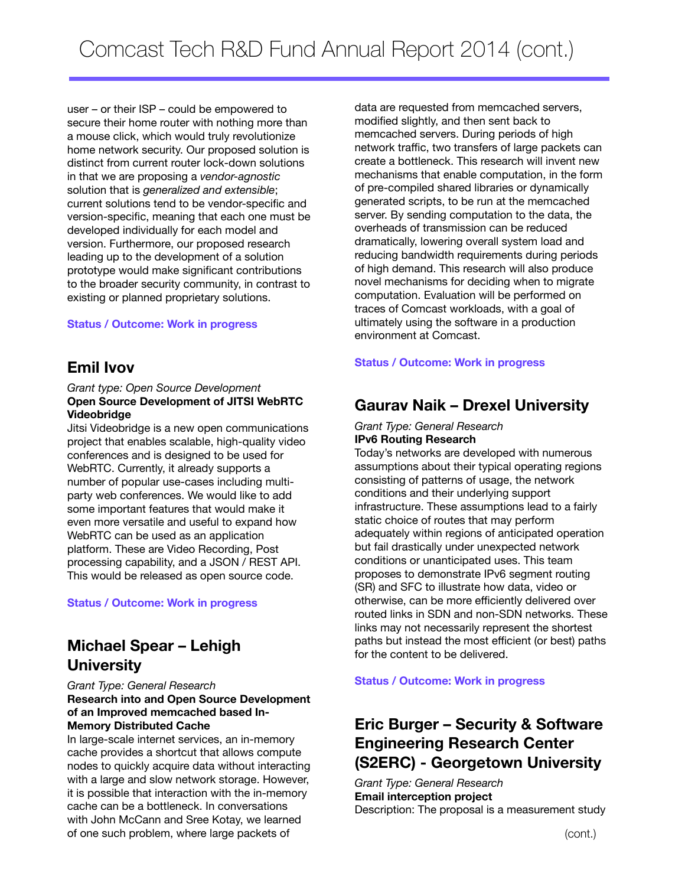user – or their ISP – could be empowered to secure their home router with nothing more than a mouse click, which would truly revolutionize home network security. Our proposed solution is distinct from current router lock-down solutions in that we are proposing a *vendor-agnostic* solution that is *generalized and extensible*; current solutions tend to be vendor-specific and version-specific, meaning that each one must be developed individually for each model and version. Furthermore, our proposed research leading up to the development of a solution prototype would make significant contributions to the broader security community, in contrast to existing or planned proprietary solutions.

**Status / Outcome: Work in progress**

## Emil Ivov

*Grant type: Open Source Development*
**Open Source Development of JITSI WebRTC Videobridge**
Jitsi Videobridge is a new open communications project that enables scalable, high-quality video conferences and is designed to be used for WebRTC. Currently, it already supports a number of popular use-cases including multi-party web conferences. We would like to add some important features that would make it even more versatile and useful to expand how WebRTC can be used as an application platform. These are Video Recording, Post processing capability, and a JSON / REST API. This would be released as open source code.

**Status / Outcome: Work in progress**

## Michael Spear – Lehigh University

*Grant Type: General Research*
**Research into and Open Source Development of an Improved memcached based In-Memory Distributed Cache**
In large-scale internet services, an in-memory cache provides a shortcut that allows compute nodes to quickly acquire data without interacting with a large and slow network storage. However, it is possible that interaction with the in-memory cache can be a bottleneck. In conversations with John McCann and Sree Kotay, we learned of one such problem, where large packets of data are requested from memcached servers, modified slightly, and then sent back to memcached servers. During periods of high network traffic, two transfers of large packets can create a bottleneck. This research will invent new mechanisms that enable computation, in the form of pre-compiled shared libraries or dynamically generated scripts, to be run at the memcached server. By sending computation to the data, the overheads of transmission can be reduced dramatically, lowering overall system load and reducing bandwidth requirements during periods of high demand. This research will also produce novel mechanisms for deciding when to migrate computation. Evaluation will be performed on traces of Comcast workloads, with a goal of ultimately using the software in a production environment at Comcast.

**Status / Outcome: Work in progress**

## Gaurav Naik – Drexel University

*Grant Type: General Research*
**IPv6 Routing Research**
Today's networks are developed with numerous assumptions about their typical operating regions consisting of patterns of usage, the network conditions and their underlying support infrastructure. These assumptions lead to a fairly static choice of routes that may perform adequately within regions of anticipated operation but fail drastically under unexpected network conditions or unanticipated uses. This team proposes to demonstrate IPv6 segment routing (SR) and SFC to illustrate how data, video or otherwise, can be more efficiently delivered over routed links in SDN and non-SDN networks. These links may not necessarily represent the shortest paths but instead the most efficient (or best) paths for the content to be delivered.

**Status / Outcome: Work in progress**

## Eric Burger – Security & Software Engineering Research Center (S2ERC) - Georgetown University

*Grant Type: General Research*
**Email interception project**
Description: The proposal is a measurement study

(cont.)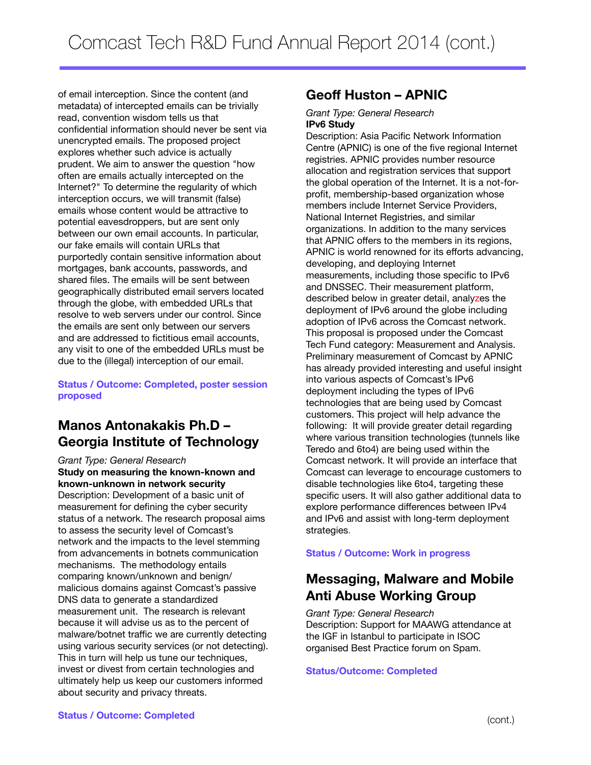of email interception. Since the content (and metadata) of intercepted emails can be trivially read, convention wisdom tells us that confidential information should never be sent via unencrypted emails. The proposed project explores whether such advice is actually prudent. We aim to answer the question "how often are emails actually intercepted on the Internet?" To determine the regularity of which interception occurs, we will transmit (false) emails whose content would be attractive to potential eavesdroppers, but are sent only between our own email accounts. In particular, our fake emails will contain URLs that purportedly contain sensitive information about mortgages, bank accounts, passwords, and shared files. The emails will be sent between geographically distributed email servers located through the globe, with embedded URLs that resolve to web servers under our control. Since the emails are sent only between our servers and are addressed to fictitious email accounts, any visit to one of the embedded URLs must be due to the (illegal) interception of our email.

**Status / Outcome: Completed, poster session proposed**

## Manos Antonakakis Ph.D – Georgia Institute of Technology

*Grant Type: General Research*
**Study on measuring the known-known and known-unknown in network security**
Description: Development of a basic unit of measurement for defining the cyber security status of a network. The research proposal aims to assess the security level of Comcast's network and the impacts to the level stemming from advancements in botnets communication mechanisms. The methodology entails comparing known/unknown and benign/malicious domains against Comcast's passive DNS data to generate a standardized measurement unit. The research is relevant because it will advise us as to the percent of malware/botnet traffic we are currently detecting using various security services (or not detecting). This in turn will help us tune our techniques, invest or divest from certain technologies and ultimately help us keep our customers informed about security and privacy threats.

**Status / Outcome: Completed**

## Geoff Huston – APNIC

*Grant Type: General Research*
**IPv6 Study**
Description: Asia Pacific Network Information Centre (APNIC) is one of the five regional Internet registries. APNIC provides number resource allocation and registration services that support the global operation of the Internet. It is a not-for-profit, membership-based organization whose members include Internet Service Providers, National Internet Registries, and similar organizations. In addition to the many services that APNIC offers to the members in its regions, APNIC is world renowned for its efforts advancing, developing, and deploying Internet measurements, including those specific to IPv6 and DNSSEC. Their measurement platform, described below in greater detail, analyzes the deployment of IPv6 around the globe including adoption of IPv6 across the Comcast network. This proposal is proposed under the Comcast Tech Fund category: Measurement and Analysis. Preliminary measurement of Comcast by APNIC has already provided interesting and useful insight into various aspects of Comcast's IPv6 deployment including the types of IPv6 technologies that are being used by Comcast customers. This project will help advance the following: It will provide greater detail regarding where various transition technologies (tunnels like Teredo and 6to4) are being used within the Comcast network. It will provide an interface that Comcast can leverage to encourage customers to disable technologies like 6to4, targeting these specific users. It will also gather additional data to explore performance differences between IPv4 and IPv6 and assist with long-term deployment strategies.

**Status / Outcome: Work in progress**

## Messaging, Malware and Mobile Anti Abuse Working Group

*Grant Type: General Research*
Description: Support for MAAWG attendance at the IGF in Istanbul to participate in ISOC organised Best Practice forum on Spam.

**Status/Outcome: Completed**

(cont.)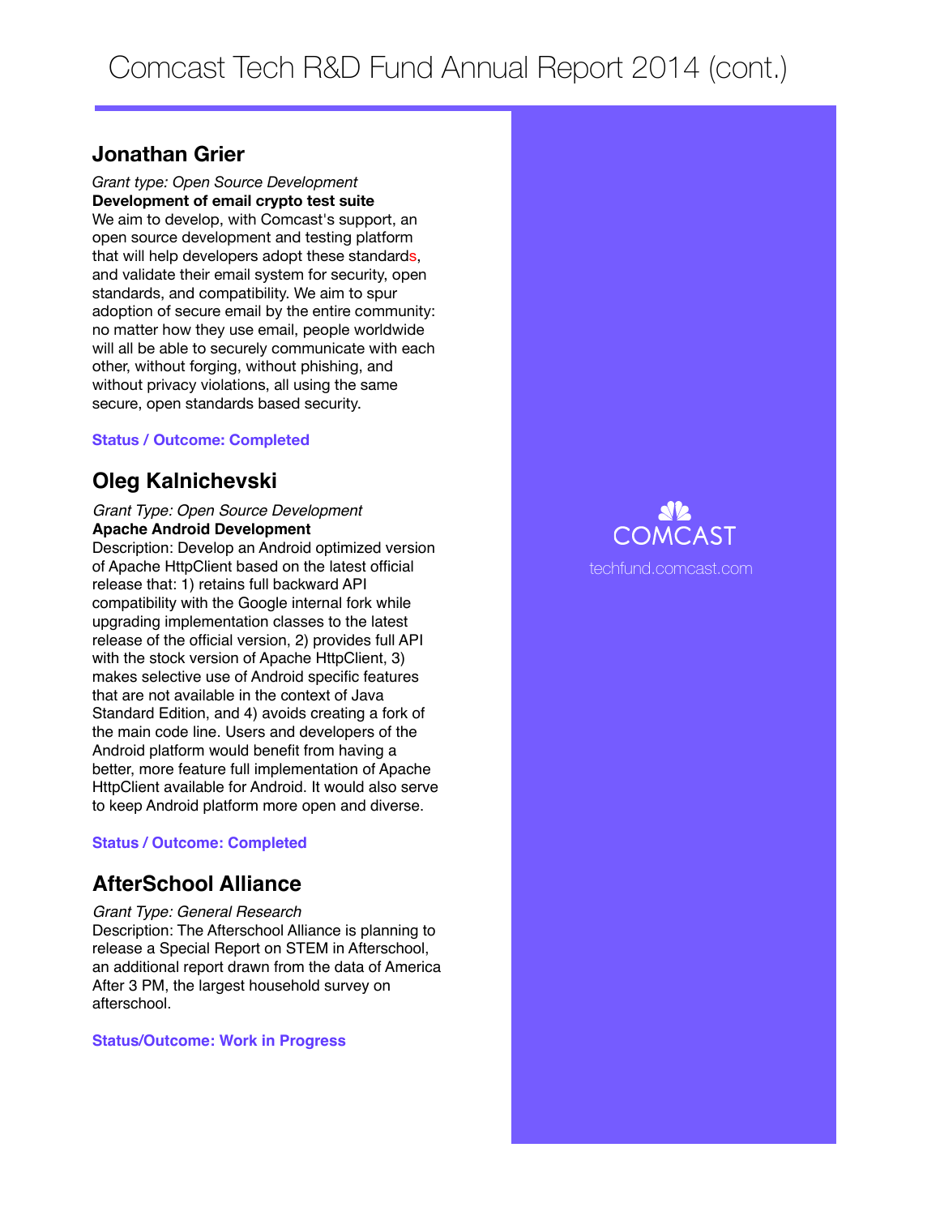# Comcast Tech R&D Fund Annual Report 2014 (cont.)

## Jonathan Grier

*Grant type: Open Source Development*
**Development of email crypto test suite**
We aim to develop, with Comcast's support, an open source development and testing platform that will help developers adopt these standards, and validate their email system for security, open standards, and compatibility. We aim to spur adoption of secure email by the entire community: no matter how they use email, people worldwide will all be able to securely communicate with each other, without forging, without phishing, and without privacy violations, all using the same secure, open standards based security.

**Status / Outcome: Completed**

## Oleg Kalnichevski

*Grant Type: Open Source Development*
**Apache Android Development**
Description: Develop an Android optimized version of Apache HttpClient based on the latest official release that: 1) retains full backward API compatibility with the Google internal fork while upgrading implementation classes to the latest release of the official version, 2) provides full API with the stock version of Apache HttpClient, 3) makes selective use of Android specific features that are not available in the context of Java Standard Edition, and 4) avoids creating a fork of the main code line. Users and developers of the Android platform would benefit from having a better, more feature full implementation of Apache HttpClient available for Android. It would also serve to keep Android platform more open and diverse.

**Status / Outcome: Completed**

## AfterSchool Alliance

*Grant Type: General Research*
Description: The Afterschool Alliance is planning to release a Special Report on STEM in Afterschool, an additional report drawn from the data of America After 3 PM, the largest household survey on afterschool.

**Status/Outcome: Work in Progress**

COMCAST
techfund.comcast.com